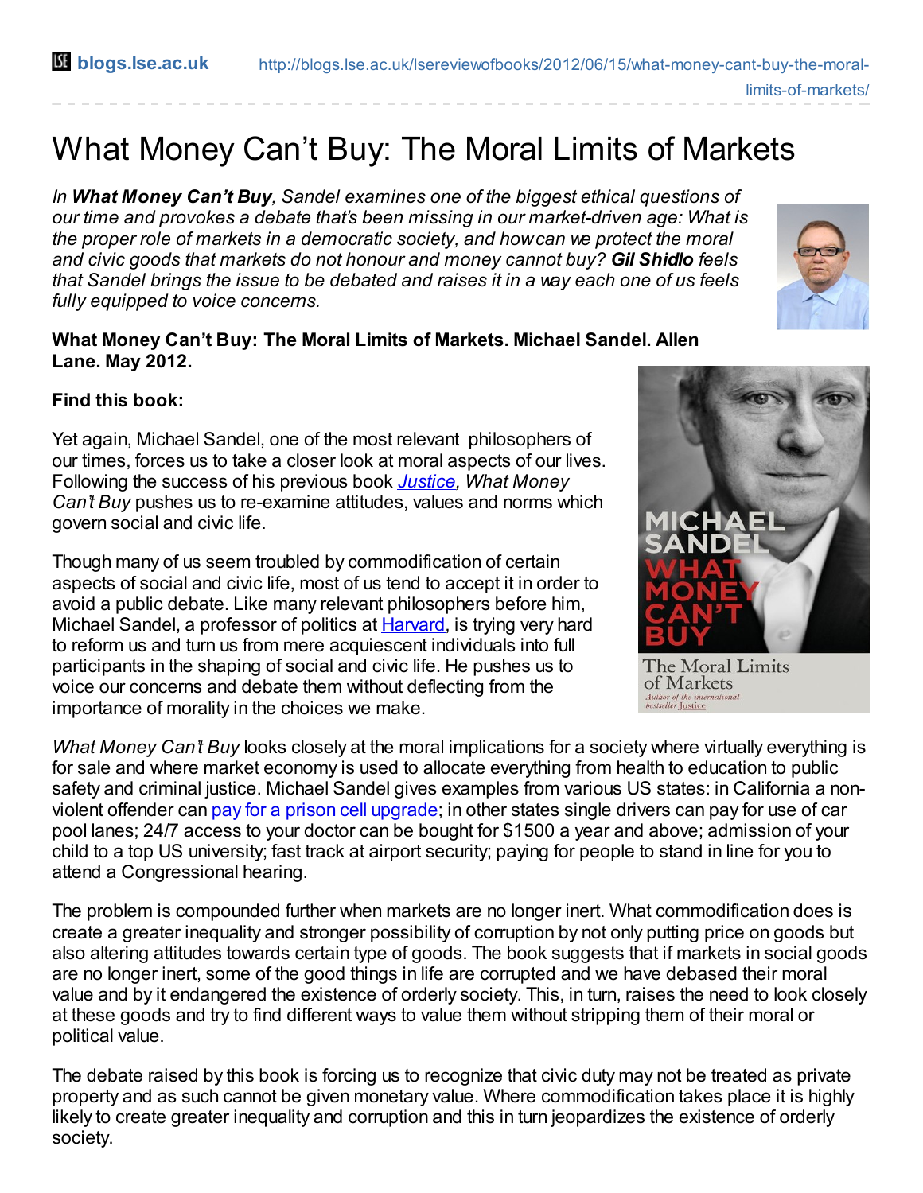blogs.lse.ac.uk http://blogs.lse.ac.uk/lsereviewofbooks/2012/06/15/what-money-cant-buy-the-moral-limits-of-markets/

# What Money Can't Buy: The Moral Limits of Markets

*In **What Money Can't Buy**, Sandel examines one of the biggest ethical questions of our time and provokes a debate that's been missing in our market-driven age: What is the proper role of markets in a democratic society, and how can we protect the moral and civic goods that markets do not honour and money cannot buy? **Gil Shidlo** feels that Sandel brings the issue to be debated and raises it in a way each one of us feels fully equipped to voice concerns.*

**What Money Can't Buy: The Moral Limits of Markets. Michael Sandel. Allen Lane. May 2012.**

**Find this book:**

Yet again, Michael Sandel, one of the most relevant philosophers of our times, forces us to take a closer look at moral aspects of our lives. Following the success of his previous book [*Justice*](), *What Money Can't Buy* pushes us to re-examine attitudes, values and norms which govern social and civic life.

Though many of us seem troubled by commodification of certain aspects of social and civic life, most of us tend to accept it in order to avoid a public debate. Like many relevant philosophers before him, Michael Sandel, a professor of politics at [Harvard](), is trying very hard to reform us and turn us from mere acquiescent individuals into full participants in the shaping of social and civic life. He pushes us to voice our concerns and debate them without deflecting from the importance of morality in the choices we make.

*What Money Can't Buy* looks closely at the moral implications for a society where virtually everything is for sale and where market economy is used to allocate everything from health to education to public safety and criminal justice. Michael Sandel gives examples from various US states: in California a non-violent offender can [pay for a prison cell upgrade](); in other states single drivers can pay for use of car pool lanes; 24/7 access to your doctor can be bought for $1500 a year and above; admission of your child to a top US university; fast track at airport security; paying for people to stand in line for you to attend a Congressional hearing.

The problem is compounded further when markets are no longer inert. What commodification does is create a greater inequality and stronger possibility of corruption by not only putting price on goods but also altering attitudes towards certain type of goods. The book suggests that if markets in social goods are no longer inert, some of the good things in life are corrupted and we have debased their moral value and by it endangered the existence of orderly society. This, in turn, raises the need to look closely at these goods and try to find different ways to value them without stripping them of their moral or political value.

The debate raised by this book is forcing us to recognize that civic duty may not be treated as private property and as such cannot be given monetary value. Where commodification takes place it is highly likely to create greater inequality and corruption and this in turn jeopardizes the existence of orderly society.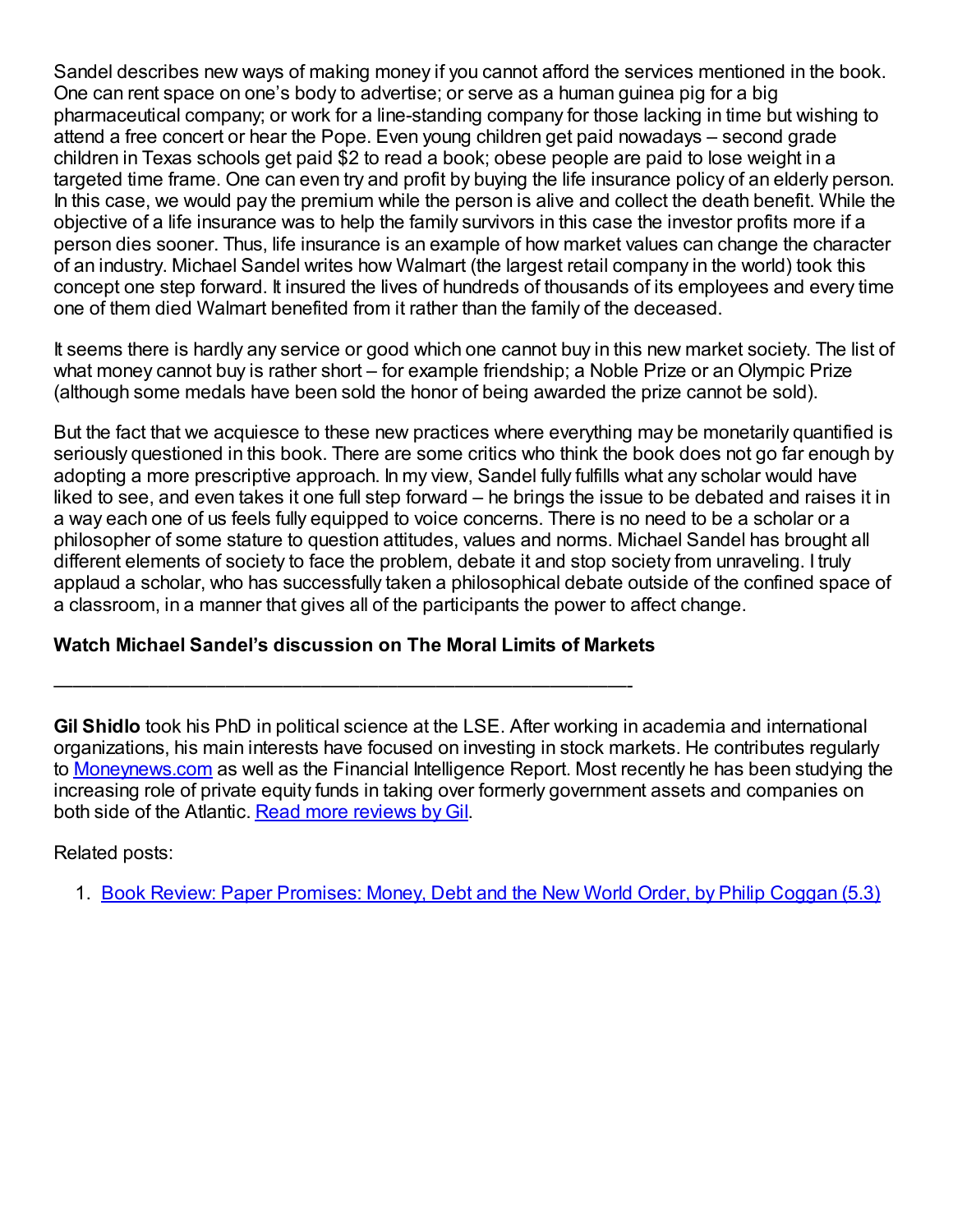Sandel describes new ways of making money if you cannot afford the services mentioned in the book. One can rent space on one's body to advertise; or serve as a human guinea pig for a big pharmaceutical company; or work for a line-standing company for those lacking in time but wishing to attend a free concert or hear the Pope. Even young children get paid nowadays – second grade children in Texas schools get paid $2 to read a book; obese people are paid to lose weight in a targeted time frame. One can even try and profit by buying the life insurance policy of an elderly person. In this case, we would pay the premium while the person is alive and collect the death benefit. While the objective of a life insurance was to help the family survivors in this case the investor profits more if a person dies sooner. Thus, life insurance is an example of how market values can change the character of an industry. Michael Sandel writes how Walmart (the largest retail company in the world) took this concept one step forward. It insured the lives of hundreds of thousands of its employees and every time one of them died Walmart benefited from it rather than the family of the deceased.

It seems there is hardly any service or good which one cannot buy in this new market society. The list of what money cannot buy is rather short – for example friendship; a Noble Prize or an Olympic Prize (although some medals have been sold the honor of being awarded the prize cannot be sold).

But the fact that we acquiesce to these new practices where everything may be monetarily quantified is seriously questioned in this book. There are some critics who think the book does not go far enough by adopting a more prescriptive approach. In my view, Sandel fully fulfills what any scholar would have liked to see, and even takes it one full step forward – he brings the issue to be debated and raises it in a way each one of us feels fully equipped to voice concerns. There is no need to be a scholar or a philosopher of some stature to question attitudes, values and norms. Michael Sandel has brought all different elements of society to face the problem, debate it and stop society from unraveling. I truly applaud a scholar, who has successfully taken a philosophical debate outside of the confined space of a classroom, in a manner that gives all of the participants the power to affect change.

**Watch Michael Sandel's discussion on The Moral Limits of Markets**

———————————————————————————————-

**Gil Shidlo** took his PhD in political science at the LSE. After working in academia and international organizations, his main interests have focused on investing in stock markets. He contributes regularly to [Moneynews.com](Moneynews.com) as well as the Financial Intelligence Report. Most recently he has been studying the increasing role of private equity funds in taking over formerly government assets and companies on both side of the Atlantic. Read more reviews by Gil.

Related posts:

1. Book Review: Paper Promises: Money, Debt and the New World Order, by Philip Coggan (5.3)